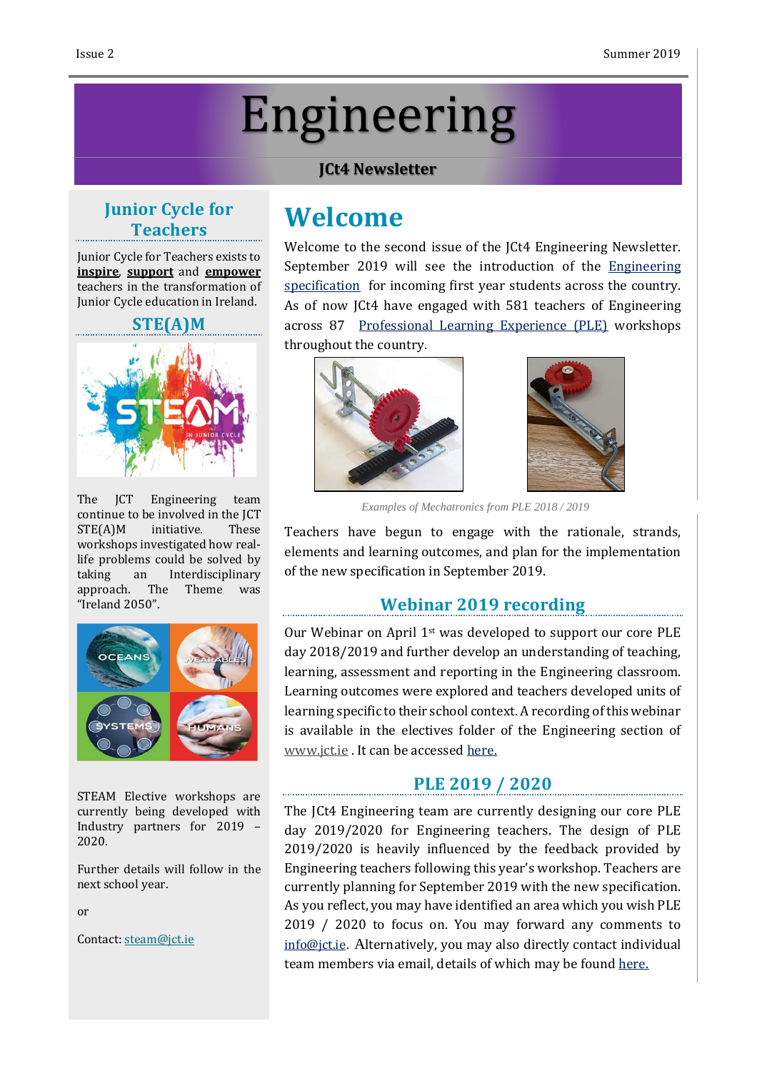# Engineering

**JCt4 Newsletter**

## Welcome

Welcome to the second issue of the JCt4 Engineering Newsletter. September 2019 will see the introduction of the Engineering specification for incoming first year students across the country. As of now JCt4 have engaged with 581 teachers of Engineering across 87 Professional Learning Experience (PLE) workshops throughout the country.

*Examples of Mechatronics from PLE 2018 / 2019*

Teachers have begun to engage with the rationale, strands, elements and learning outcomes, and plan for the implementation of the new specification in September 2019.

### Webinar 2019 recording

Our Webinar on April 1st was developed to support our core PLE day 2018/2019 and further develop an understanding of teaching, learning, assessment and reporting in the Engineering classroom. Learning outcomes were explored and teachers developed units of learning specific to their school context. A recording of this webinar is available in the electives folder of the Engineering section of www.jct.ie . It can be accessed here.

### PLE 2019 / 2020

The JCt4 Engineering team are currently designing our core PLE day 2019/2020 for Engineering teachers. The design of PLE 2019/2020 is heavily influenced by the feedback provided by Engineering teachers following this year's workshop. Teachers are currently planning for September 2019 with the new specification. As you reflect, you may have identified an area which you wish PLE 2019 / 2020 to focus on. You may forward any comments to info@jct.ie. Alternatively, you may also directly contact individual team members via email, details of which may be found here.

### Junior Cycle for Teachers

Junior Cycle for Teachers exists to **inspire**, **support** and **empower** teachers in the transformation of Junior Cycle education in Ireland.

### STE(A)M

The JCT Engineering team continue to be involved in the JCT STE(A)M initiative. These workshops investigated how real-life problems could be solved by taking an Interdisciplinary approach. The Theme was "Ireland 2050".

STEAM Elective workshops are currently being developed with Industry partners for 2019 – 2020.

Further details will follow in the next school year.

or

Contact: steam@jct.ie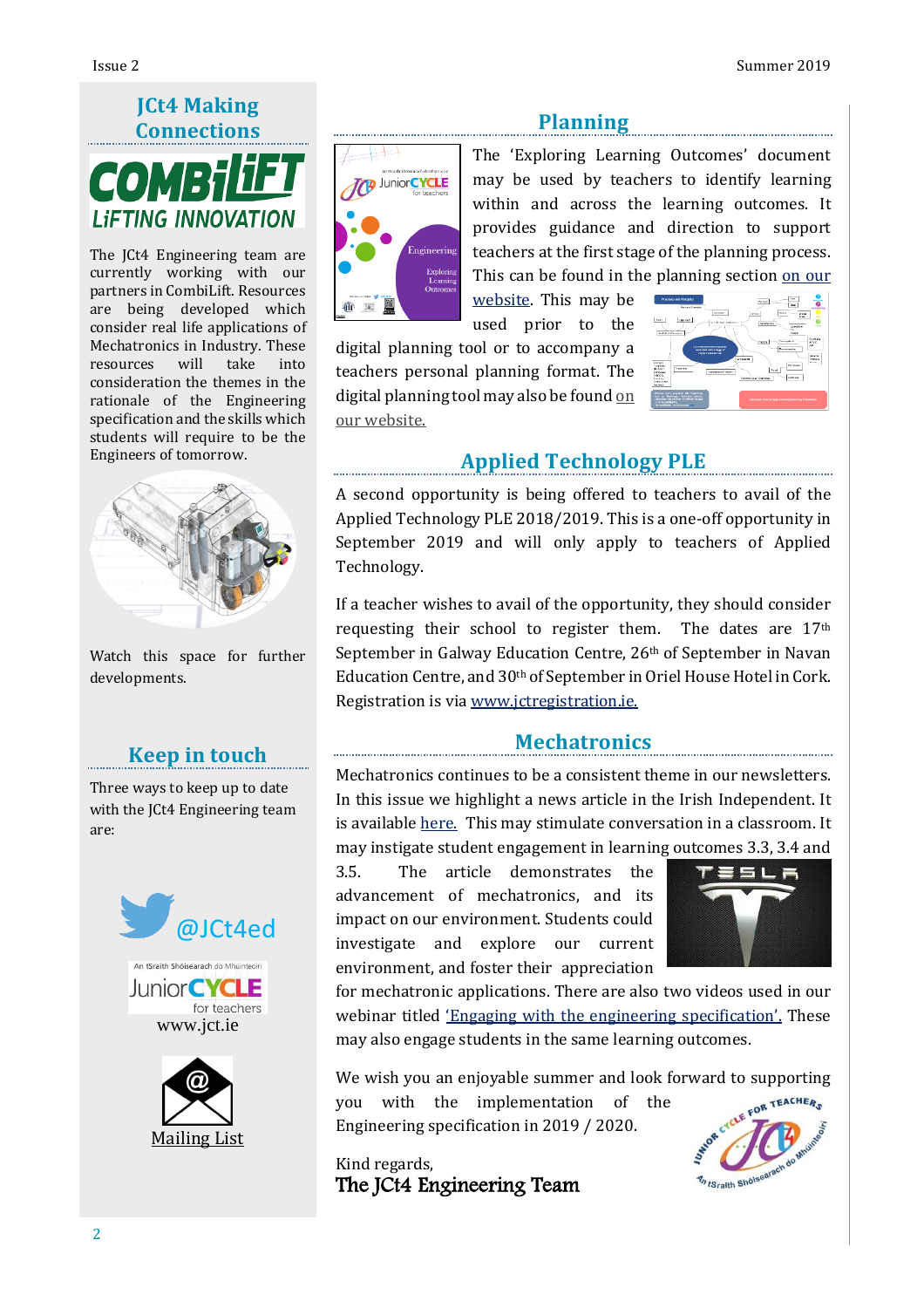## JCt4 Making Connections

The JCt4 Engineering team are currently working with our partners in CombiLift. Resources are being developed which consider real life applications of Mechatronics in Industry. These resources will take into consideration the themes in the rationale of the Engineering specification and the skills which students will require to be the Engineers of tomorrow.

Watch this space for further developments.

## Keep in touch

Three ways to keep up to date with the JCt4 Engineering team are:

@JCt4ed

www.jct.ie

Mailing List

## Planning

The 'Exploring Learning Outcomes' document may be used by teachers to identify learning within and across the learning outcomes. It provides guidance and direction to support teachers at the first stage of the planning process. This can be found in the planning section on our website. This may be used prior to the digital planning tool or to accompany a teachers personal planning format. The digital planning tool may also be found on our website.

## Applied Technology PLE

A second opportunity is being offered to teachers to avail of the Applied Technology PLE 2018/2019. This is a one-off opportunity in September 2019 and will only apply to teachers of Applied Technology.

If a teacher wishes to avail of the opportunity, they should consider requesting their school to register them. The dates are 17th September in Galway Education Centre, 26th of September in Navan Education Centre, and 30th of September in Oriel House Hotel in Cork. Registration is via www.jctregistration.ie.

## Mechatronics

Mechatronics continues to be a consistent theme in our newsletters. In this issue we highlight a news article in the Irish Independent. It is available here. This may stimulate conversation in a classroom. It may instigate student engagement in learning outcomes 3.3, 3.4 and 3.5. The article demonstrates the advancement of mechatronics, and its impact on our environment. Students could investigate and explore our current environment, and foster their appreciation for mechatronic applications. There are also two videos used in our webinar titled 'Engaging with the engineering specification'. These may also engage students in the same learning outcomes.

We wish you an enjoyable summer and look forward to supporting you with the implementation of the Engineering specification in 2019 / 2020.

Kind regards,

**The JCt4 Engineering Team**